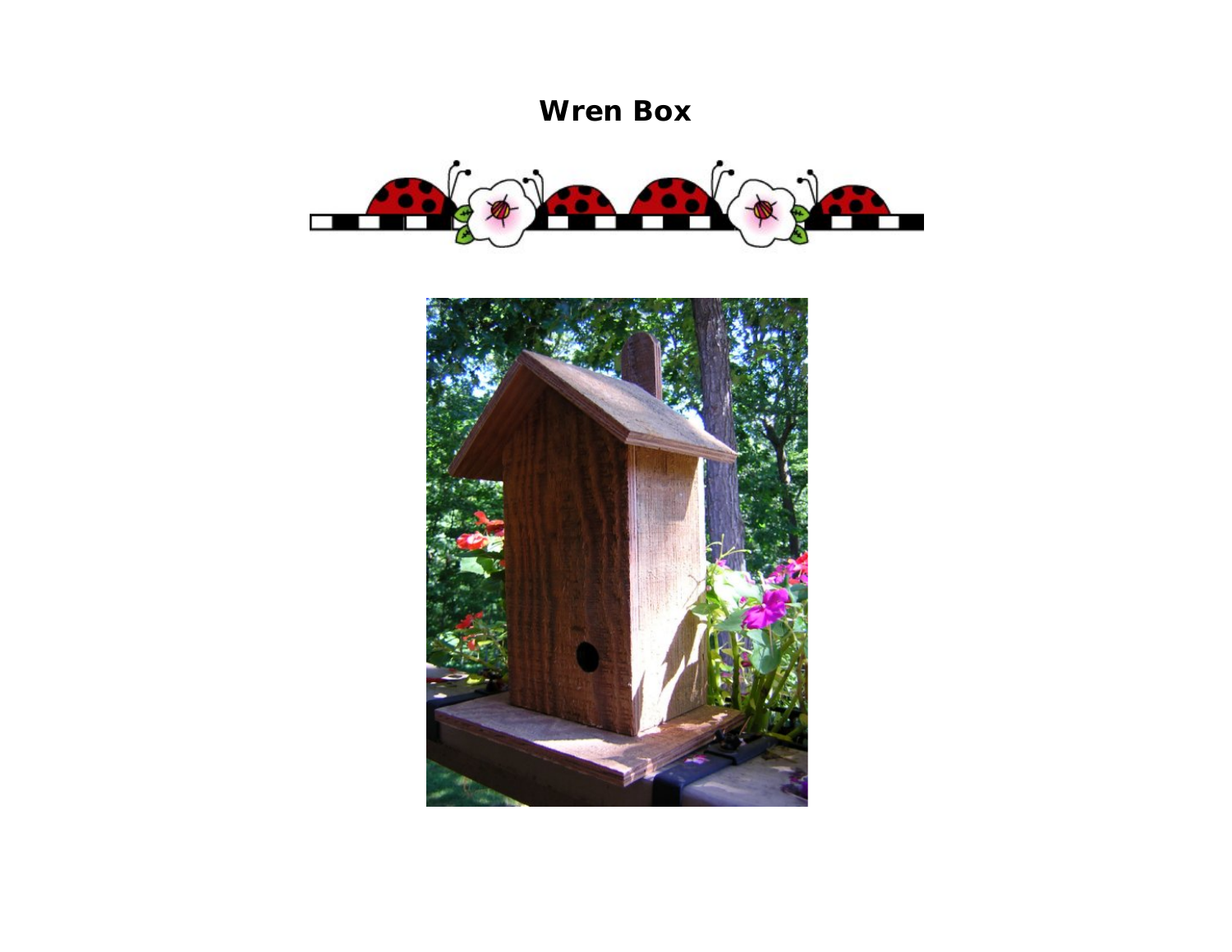# Wren Box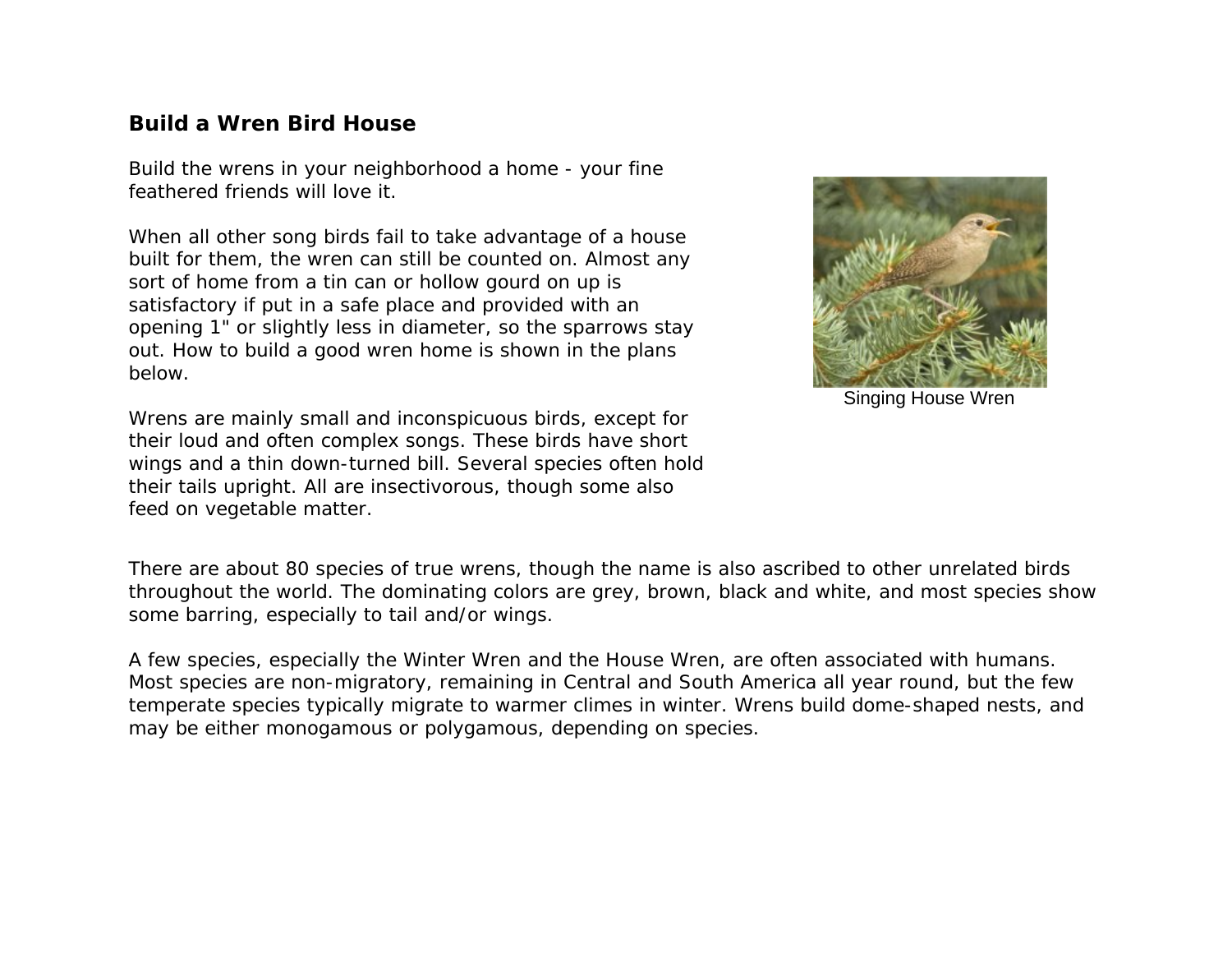## Build a Wren Bird House

Build the wrens in your neighborhood a home - your fine feathered friends will love it.

When all other song birds fail to take advantage of a house built for them, the wren can still be counted on. Almost any sort of home from a tin can or hollow gourd on up is satisfactory if put in a safe place and provided with an opening 1" or slightly less in diameter, so the sparrows stay out. How to build a good wren home is shown in the plans below.

Singing House Wren

Wrens are mainly small and inconspicuous birds, except for their loud and often complex songs. These birds have short wings and a thin down-turned bill. Several species often hold their tails upright. All are insectivorous, though some also feed on vegetable matter.

There are about 80 species of true wrens, though the name is also ascribed to other unrelated birds throughout the world. The dominating colors are grey, brown, black and white, and most species show some barring, especially to tail and/or wings.

A few species, especially the Winter Wren and the House Wren, are often associated with humans. Most species are non-migratory, remaining in Central and South America all year round, but the few temperate species typically migrate to warmer climes in winter. Wrens build dome-shaped nests, and may be either monogamous or polygamous, depending on species.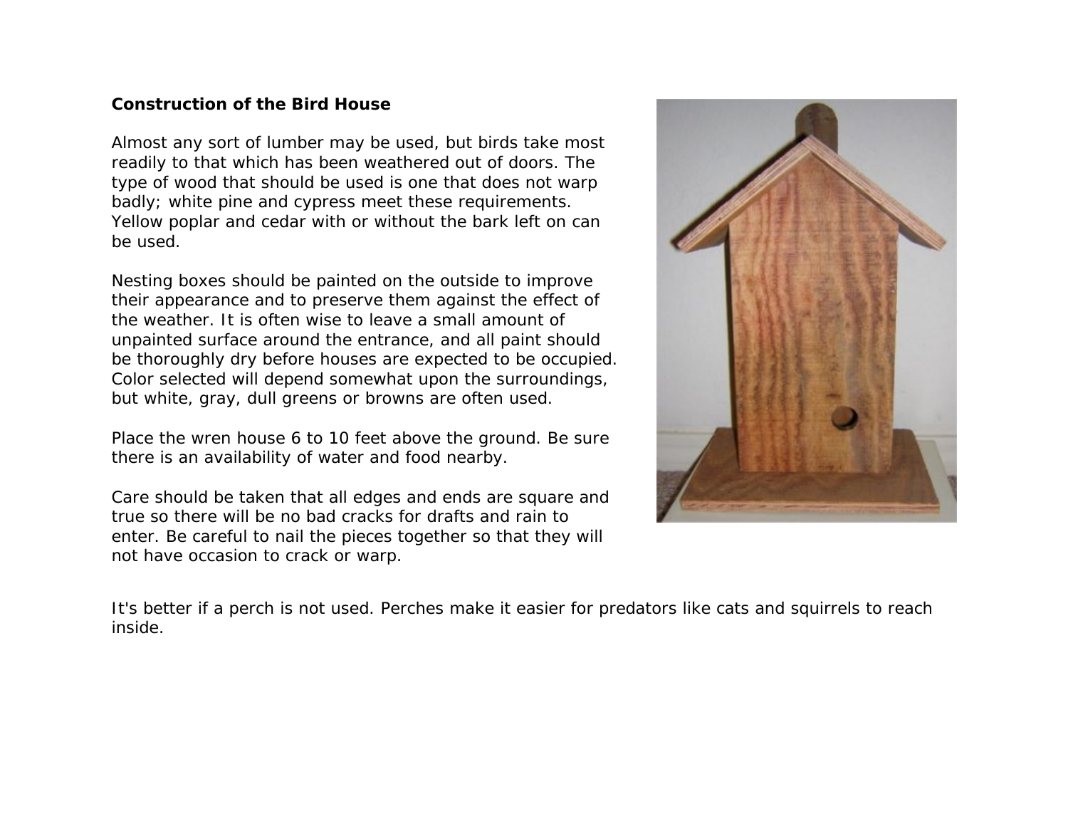**Construction of the Bird House**

Almost any sort of lumber may be used, but birds take most readily to that which has been weathered out of doors. The type of wood that should be used is one that does not warp badly; white pine and cypress meet these requirements. Yellow poplar and cedar with or without the bark left on can be used.

Nesting boxes should be painted on the outside to improve their appearance and to preserve them against the effect of the weather. It is often wise to leave a small amount of unpainted surface around the entrance, and all paint should be thoroughly dry before houses are expected to be occupied. Color selected will depend somewhat upon the surroundings, but white, gray, dull greens or browns are often used.

Place the wren house 6 to 10 feet above the ground. Be sure there is an availability of water and food nearby.

Care should be taken that all edges and ends are square and true so there will be no bad cracks for drafts and rain to enter. Be careful to nail the pieces together so that they will not have occasion to crack or warp.

It's better if a perch is not used. Perches make it easier for predators like cats and squirrels to reach inside.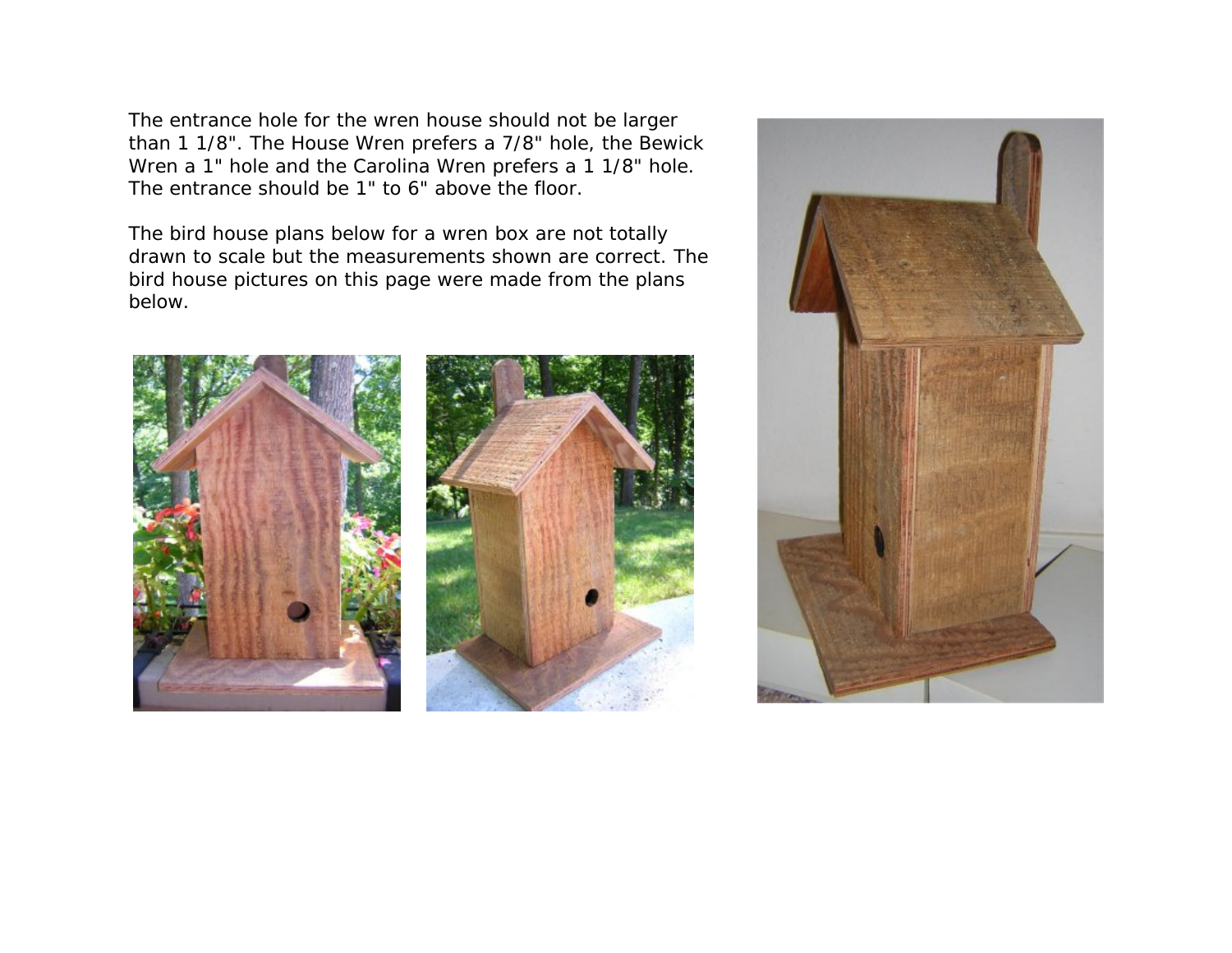The entrance hole for the wren house should not be larger than 1 1/8". The House Wren prefers a 7/8" hole, the Bewick Wren a 1" hole and the Carolina Wren prefers a 1 1/8" hole. The entrance should be 1" to 6" above the floor.

The bird house plans below for a wren box are not totally drawn to scale but the measurements shown are correct. The bird house pictures on this page were made from the plans below.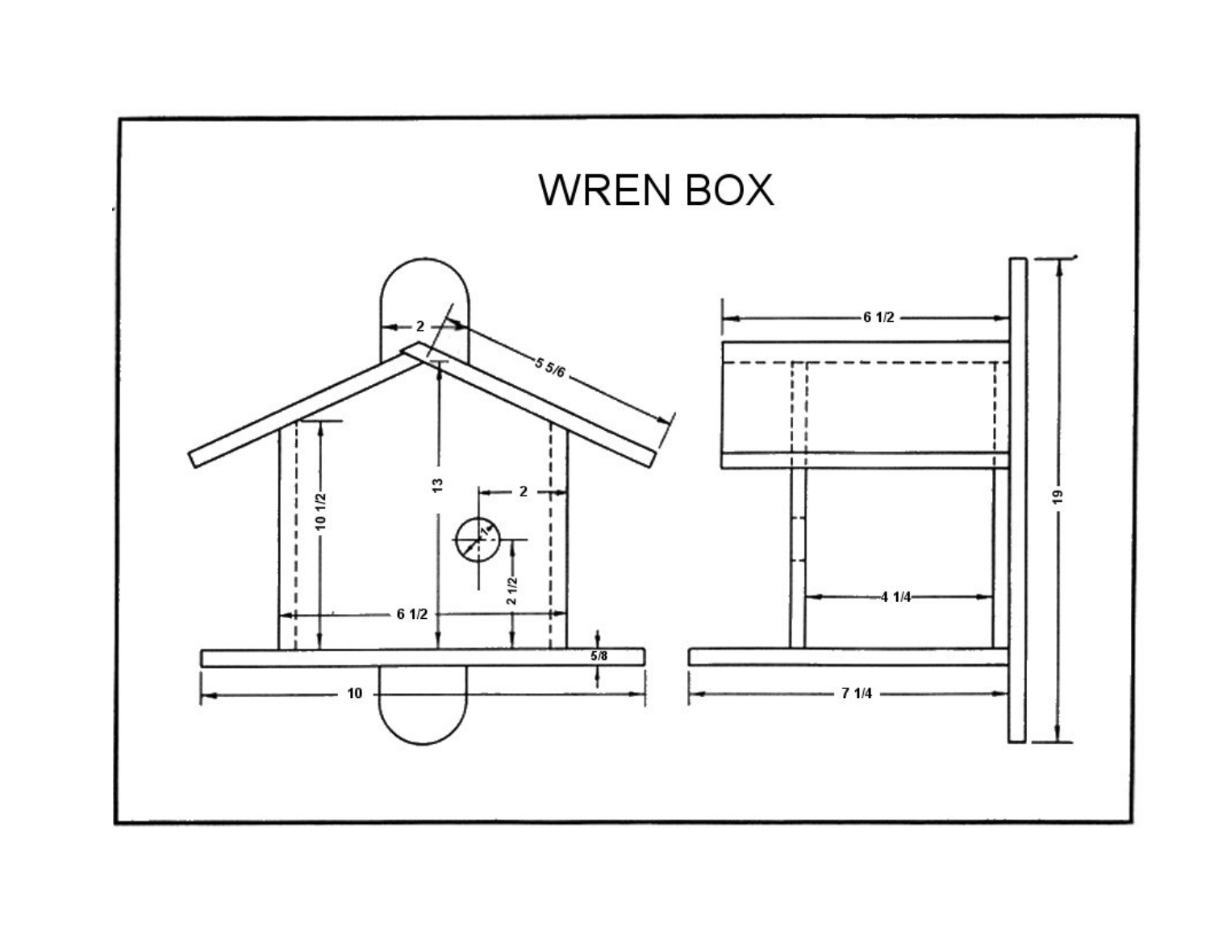# WREN BOX

2

5 5/6

13

10 1/2

2

6 1/2

2 1/2

5/8

10

6 1/2

4 1/4

7 1/4

19